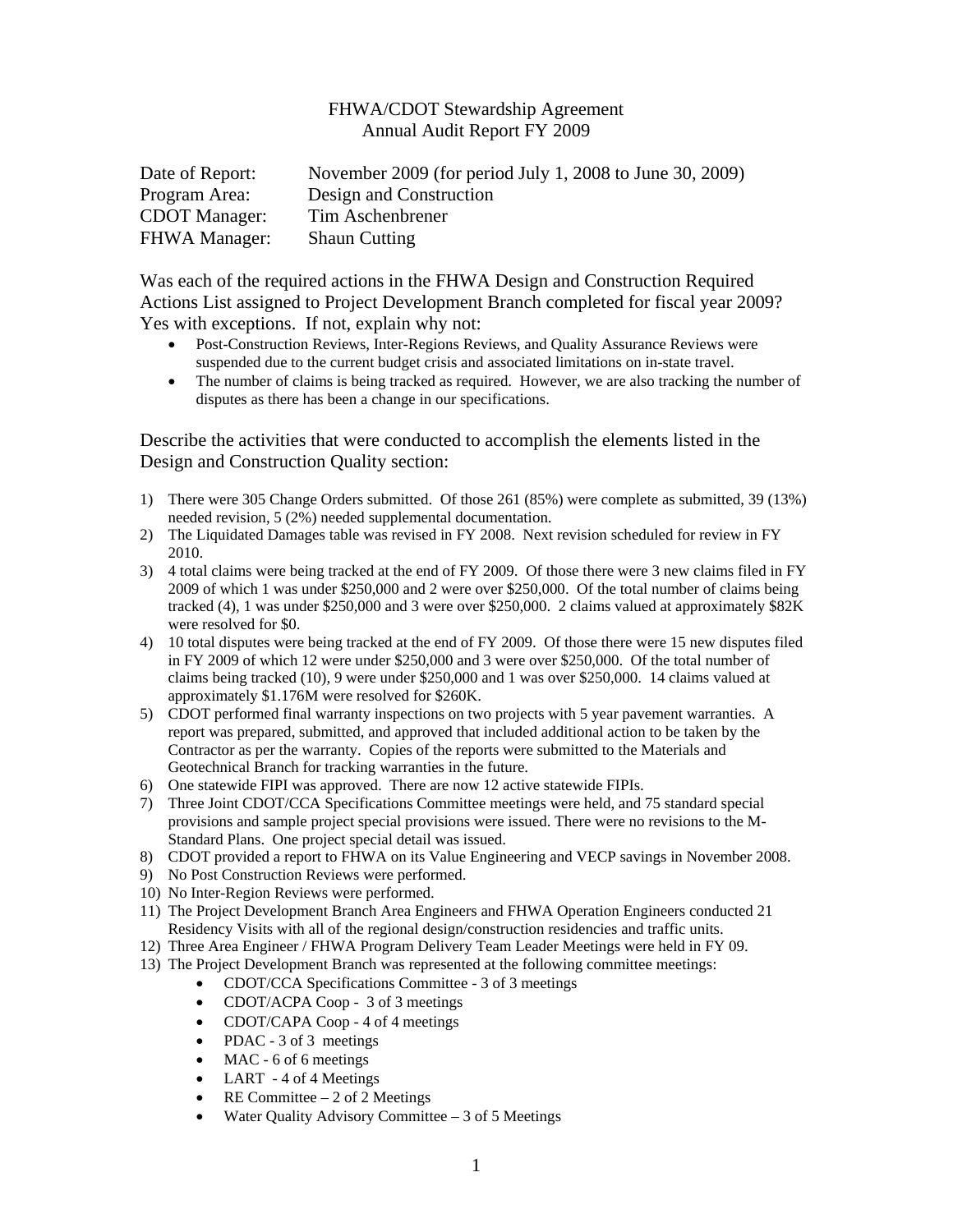# FHWA/CDOT Stewardship Agreement
## Annual Audit Report FY 2009

| | |
|---|---|
| Date of Report: | November 2009 (for period July 1, 2008 to June 30, 2009) |
| Program Area: | Design and Construction |
| CDOT Manager: | Tim Aschenbrener |
| FHWA Manager: | Shaun Cutting |

Was each of the required actions in the FHWA Design and Construction Required Actions List assigned to Project Development Branch completed for fiscal year 2009? Yes with exceptions. If not, explain why not:

- Post-Construction Reviews, Inter-Regions Reviews, and Quality Assurance Reviews were suspended due to the current budget crisis and associated limitations on in-state travel.
- The number of claims is being tracked as required. However, we are also tracking the number of disputes as there has been a change in our specifications.

Describe the activities that were conducted to accomplish the elements listed in the Design and Construction Quality section:

1) There were 305 Change Orders submitted. Of those 261 (85%) were complete as submitted, 39 (13%) needed revision, 5 (2%) needed supplemental documentation.
2) The Liquidated Damages table was revised in FY 2008. Next revision scheduled for review in FY 2010.
3) 4 total claims were being tracked at the end of FY 2009. Of those there were 3 new claims filed in FY 2009 of which 1 was under $250,000 and 2 were over $250,000. Of the total number of claims being tracked (4), 1 was under $250,000 and 3 were over $250,000. 2 claims valued at approximately $82K were resolved for $0.
4) 10 total disputes were being tracked at the end of FY 2009. Of those there were 15 new disputes filed in FY 2009 of which 12 were under $250,000 and 3 were over $250,000. Of the total number of claims being tracked (10), 9 were under $250,000 and 1 was over $250,000. 14 claims valued at approximately $1.176M were resolved for $260K.
5) CDOT performed final warranty inspections on two projects with 5 year pavement warranties. A report was prepared, submitted, and approved that included additional action to be taken by the Contractor as per the warranty. Copies of the reports were submitted to the Materials and Geotechnical Branch for tracking warranties in the future.
6) One statewide FIPI was approved. There are now 12 active statewide FIPIs.
7) Three Joint CDOT/CCA Specifications Committee meetings were held, and 75 standard special provisions and sample project special provisions were issued. There were no revisions to the M-Standard Plans. One project special detail was issued.
8) CDOT provided a report to FHWA on its Value Engineering and VECP savings in November 2008.
9) No Post Construction Reviews were performed.
10) No Inter-Region Reviews were performed.
11) The Project Development Branch Area Engineers and FHWA Operation Engineers conducted 21 Residency Visits with all of the regional design/construction residencies and traffic units.
12) Three Area Engineer / FHWA Program Delivery Team Leader Meetings were held in FY 09.
13) The Project Development Branch was represented at the following committee meetings:
    - CDOT/CCA Specifications Committee - 3 of 3 meetings
    - CDOT/ACPA Coop - 3 of 3 meetings
    - CDOT/CAPA Coop - 4 of 4 meetings
    - PDAC - 3 of 3 meetings
    - MAC - 6 of 6 meetings
    - LART - 4 of 4 Meetings
    - RE Committee – 2 of 2 Meetings
    - Water Quality Advisory Committee – 3 of 5 Meetings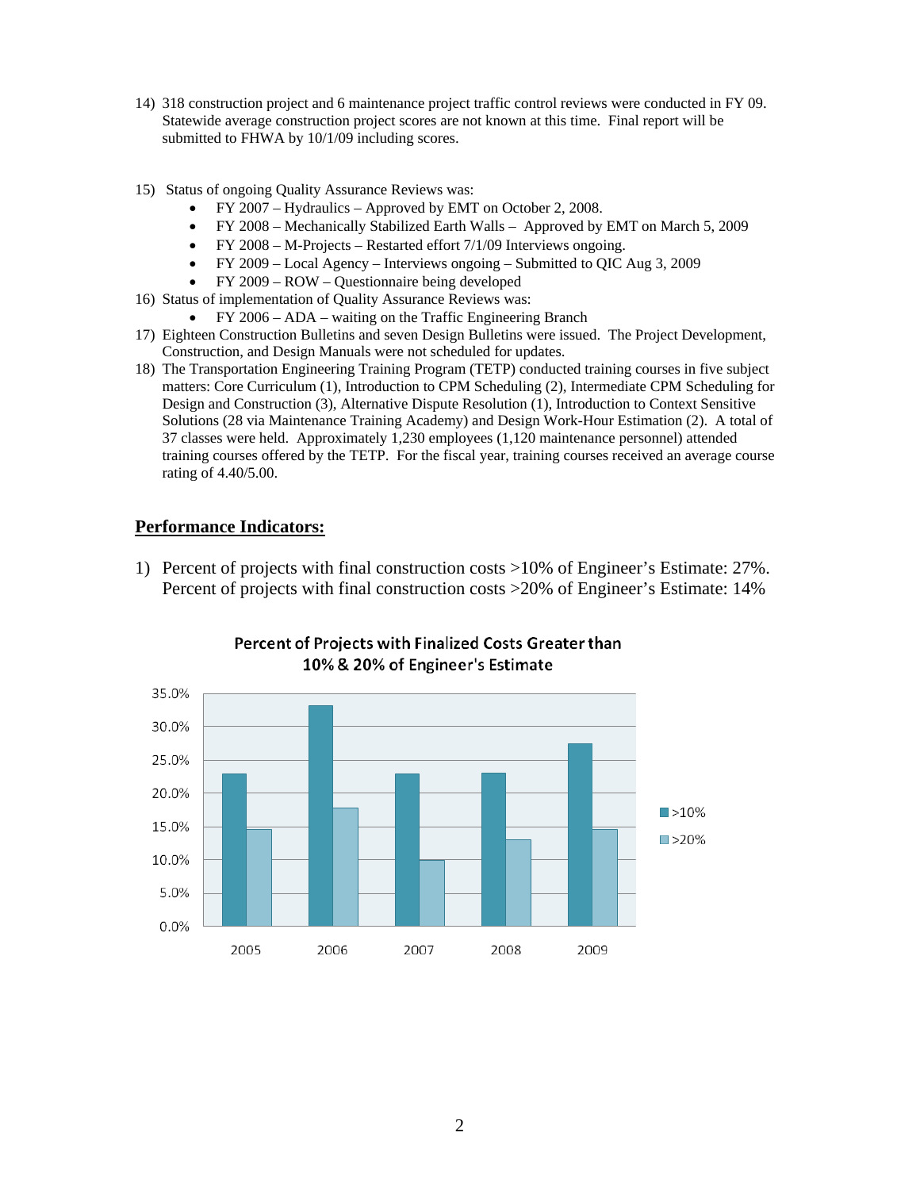14) 318 construction project and 6 maintenance project traffic control reviews were conducted in FY 09. Statewide average construction project scores are not known at this time. Final report will be submitted to FHWA by 10/1/09 including scores.

15) Status of ongoing Quality Assurance Reviews was:
    - FY 2007 – Hydraulics – Approved by EMT on October 2, 2008.
    - FY 2008 – Mechanically Stabilized Earth Walls – Approved by EMT on March 5, 2009
    - FY 2008 – M-Projects – Restarted effort 7/1/09 Interviews ongoing.
    - FY 2009 – Local Agency – Interviews ongoing – Submitted to QIC Aug 3, 2009
    - FY 2009 – ROW – Questionnaire being developed

16) Status of implementation of Quality Assurance Reviews was:
    - FY 2006 – ADA – waiting on the Traffic Engineering Branch

17) Eighteen Construction Bulletins and seven Design Bulletins were issued. The Project Development, Construction, and Design Manuals were not scheduled for updates.

18) The Transportation Engineering Training Program (TETP) conducted training courses in five subject matters: Core Curriculum (1), Introduction to CPM Scheduling (2), Intermediate CPM Scheduling for Design and Construction (3), Alternative Dispute Resolution (1), Introduction to Context Sensitive Solutions (28 via Maintenance Training Academy) and Design Work-Hour Estimation (2). A total of 37 classes were held. Approximately 1,230 employees (1,120 maintenance personnel) attended training courses offered by the TETP. For the fiscal year, training courses received an average course rating of 4.40/5.00.

## Performance Indicators:

1) Percent of projects with final construction costs >10% of Engineer's Estimate: 27%. Percent of projects with final construction costs >20% of Engineer's Estimate: 14%

**Percent of Projects with Finalized Costs Greater than 10% & 20% of Engineer's Estimate**

| Year | >10% | >20% |
| --- | --- | --- |
| 2005 | ~23% | ~14.5% |
| 2006 | ~33% | ~18% |
| 2007 | ~23% | ~10% |
| 2008 | ~23% | ~13% |
| 2009 | ~27.5% | ~14.5% |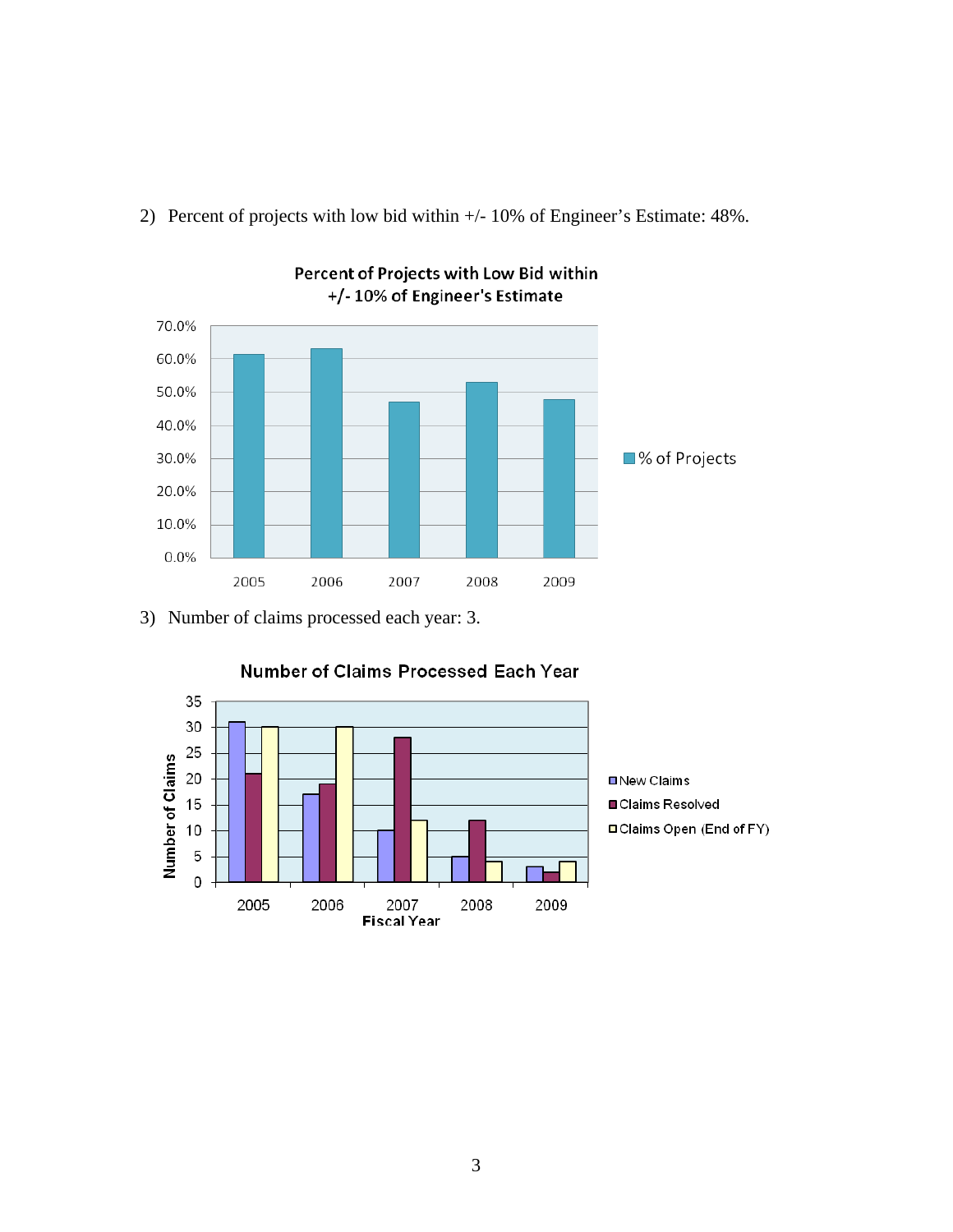2) Percent of projects with low bid within +/- 10% of Engineer's Estimate: 48%.

3) Number of claims processed each year: 3.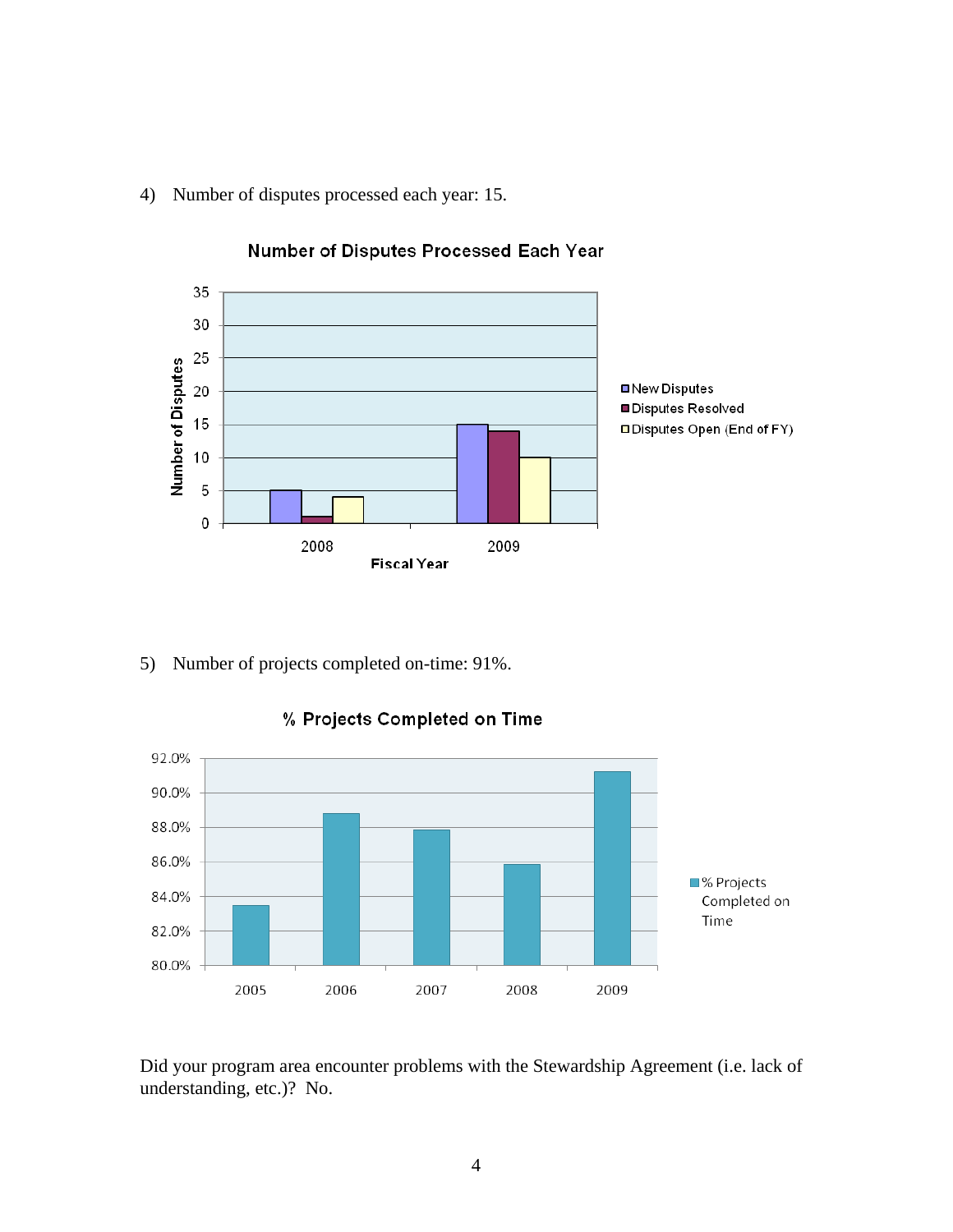4) Number of disputes processed each year: 15.

Number of Disputes Processed Each Year

Number of Disputes

35
30
25
20
15
10
5
0

2008
2009

Fiscal Year

New Disputes
Disputes Resolved
Disputes Open (End of FY)

5) Number of projects completed on-time: 91%.

% Projects Completed on Time

92.0%
90.0%
88.0%
86.0%
84.0%
82.0%
80.0%

2005
2006
2007
2008
2009

% Projects Completed on Time

Did your program area encounter problems with the Stewardship Agreement (i.e. lack of understanding, etc.)? No.